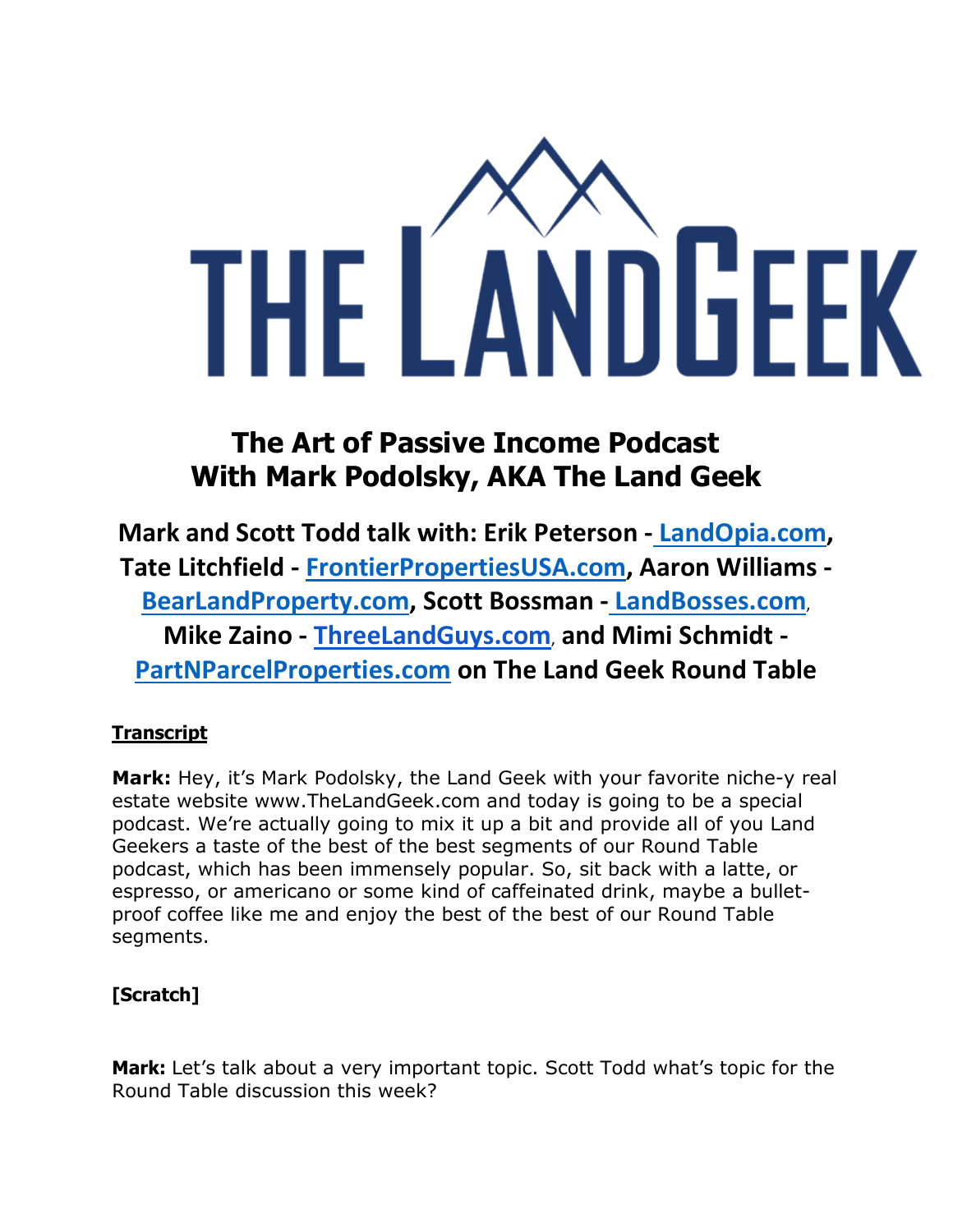# THE LAND GEEK

## The Art of Passive Income Podcast
## With Mark Podolsky, AKA The Land Geek

**Mark and Scott Todd talk with: Erik Peterson - [LandOpia.com](http://LandOpia.com), Tate Litchfield - [FrontierPropertiesUSA.com](http://FrontierPropertiesUSA.com), Aaron Williams - [BearLandProperty.com](http://BearLandProperty.com), Scott Bossman - [LandBosses.com](http://LandBosses.com), Mike Zaino - [ThreeLandGuys.com](http://ThreeLandGuys.com), and Mimi Schmidt - [PartNParcelProperties.com](http://PartNParcelProperties.com) on The Land Geek Round Table**

**Transcript**

**Mark:** Hey, it's Mark Podolsky, the Land Geek with your favorite niche-y real estate website www.TheLandGeek.com and today is going to be a special podcast. We're actually going to mix it up a bit and provide all of you Land Geekers a taste of the best of the best segments of our Round Table podcast, which has been immensely popular. So, sit back with a latte, or espresso, or americano or some kind of caffeinated drink, maybe a bullet-proof coffee like me and enjoy the best of the best of our Round Table segments.

**[Scratch]**

**Mark:** Let's talk about a very important topic. Scott Todd what's topic for the Round Table discussion this week?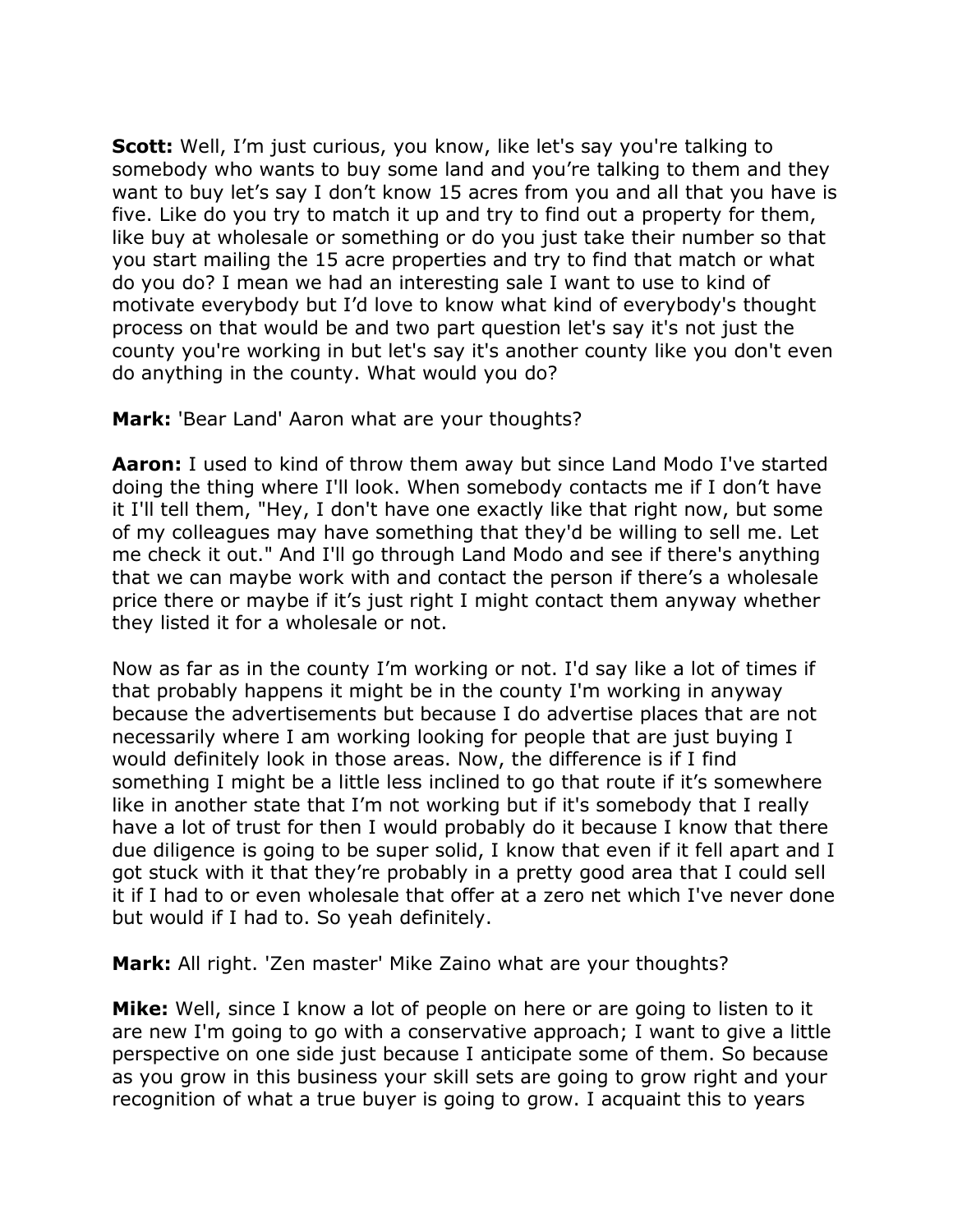**Scott:** Well, I'm just curious, you know, like let's say you're talking to somebody who wants to buy some land and you're talking to them and they want to buy let's say I don't know 15 acres from you and all that you have is five. Like do you try to match it up and try to find out a property for them, like buy at wholesale or something or do you just take their number so that you start mailing the 15 acre properties and try to find that match or what do you do? I mean we had an interesting sale I want to use to kind of motivate everybody but I'd love to know what kind of everybody's thought process on that would be and two part question let's say it's not just the county you're working in but let's say it's another county like you don't even do anything in the county. What would you do?

**Mark:** 'Bear Land' Aaron what are your thoughts?

**Aaron:** I used to kind of throw them away but since Land Modo I've started doing the thing where I'll look. When somebody contacts me if I don't have it I'll tell them, "Hey, I don't have one exactly like that right now, but some of my colleagues may have something that they'd be willing to sell me. Let me check it out." And I'll go through Land Modo and see if there's anything that we can maybe work with and contact the person if there's a wholesale price there or maybe if it's just right I might contact them anyway whether they listed it for a wholesale or not.

Now as far as in the county I'm working or not. I'd say like a lot of times if that probably happens it might be in the county I'm working in anyway because the advertisements but because I do advertise places that are not necessarily where I am working looking for people that are just buying I would definitely look in those areas. Now, the difference is if I find something I might be a little less inclined to go that route if it's somewhere like in another state that I'm not working but if it's somebody that I really have a lot of trust for then I would probably do it because I know that there due diligence is going to be super solid, I know that even if it fell apart and I got stuck with it that they're probably in a pretty good area that I could sell it if I had to or even wholesale that offer at a zero net which I've never done but would if I had to. So yeah definitely.

**Mark:** All right. 'Zen master' Mike Zaino what are your thoughts?

**Mike:** Well, since I know a lot of people on here or are going to listen to it are new I'm going to go with a conservative approach; I want to give a little perspective on one side just because I anticipate some of them. So because as you grow in this business your skill sets are going to grow right and your recognition of what a true buyer is going to grow. I acquaint this to years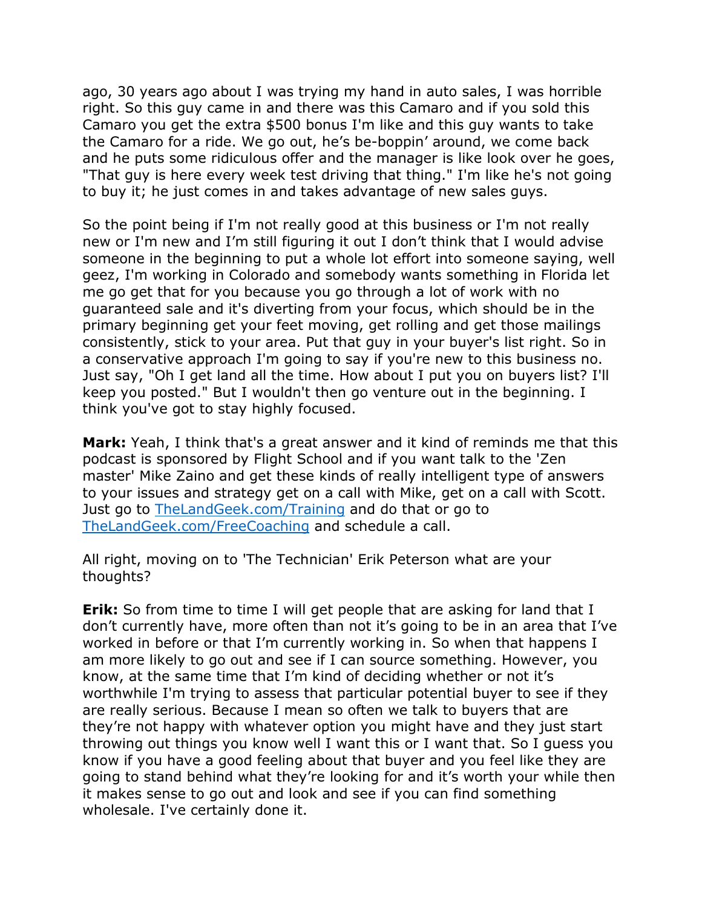ago, 30 years ago about I was trying my hand in auto sales, I was horrible right. So this guy came in and there was this Camaro and if you sold this Camaro you get the extra $500 bonus I'm like and this guy wants to take the Camaro for a ride. We go out, he's be-boppin' around, we come back and he puts some ridiculous offer and the manager is like look over he goes, "That guy is here every week test driving that thing." I'm like he's not going to buy it; he just comes in and takes advantage of new sales guys.

So the point being if I'm not really good at this business or I'm not really new or I'm new and I'm still figuring it out I don't think that I would advise someone in the beginning to put a whole lot effort into someone saying, well geez, I'm working in Colorado and somebody wants something in Florida let me go get that for you because you go through a lot of work with no guaranteed sale and it's diverting from your focus, which should be in the primary beginning get your feet moving, get rolling and get those mailings consistently, stick to your area. Put that guy in your buyer's list right. So in a conservative approach I'm going to say if you're new to this business no. Just say, "Oh I get land all the time. How about I put you on buyers list? I'll keep you posted." But I wouldn't then go venture out in the beginning. I think you've got to stay highly focused.

**Mark:** Yeah, I think that's a great answer and it kind of reminds me that this podcast is sponsored by Flight School and if you want talk to the 'Zen master' Mike Zaino and get these kinds of really intelligent type of answers to your issues and strategy get on a call with Mike, get on a call with Scott. Just go to [TheLandGeek.com/Training](TheLandGeek.com/Training) and do that or go to [TheLandGeek.com/FreeCoaching](TheLandGeek.com/FreeCoaching) and schedule a call.

All right, moving on to 'The Technician' Erik Peterson what are your thoughts?

**Erik:** So from time to time I will get people that are asking for land that I don't currently have, more often than not it's going to be in an area that I've worked in before or that I'm currently working in. So when that happens I am more likely to go out and see if I can source something. However, you know, at the same time that I'm kind of deciding whether or not it's worthwhile I'm trying to assess that particular potential buyer to see if they are really serious. Because I mean so often we talk to buyers that are they're not happy with whatever option you might have and they just start throwing out things you know well I want this or I want that. So I guess you know if you have a good feeling about that buyer and you feel like they are going to stand behind what they're looking for and it's worth your while then it makes sense to go out and look and see if you can find something wholesale. I've certainly done it.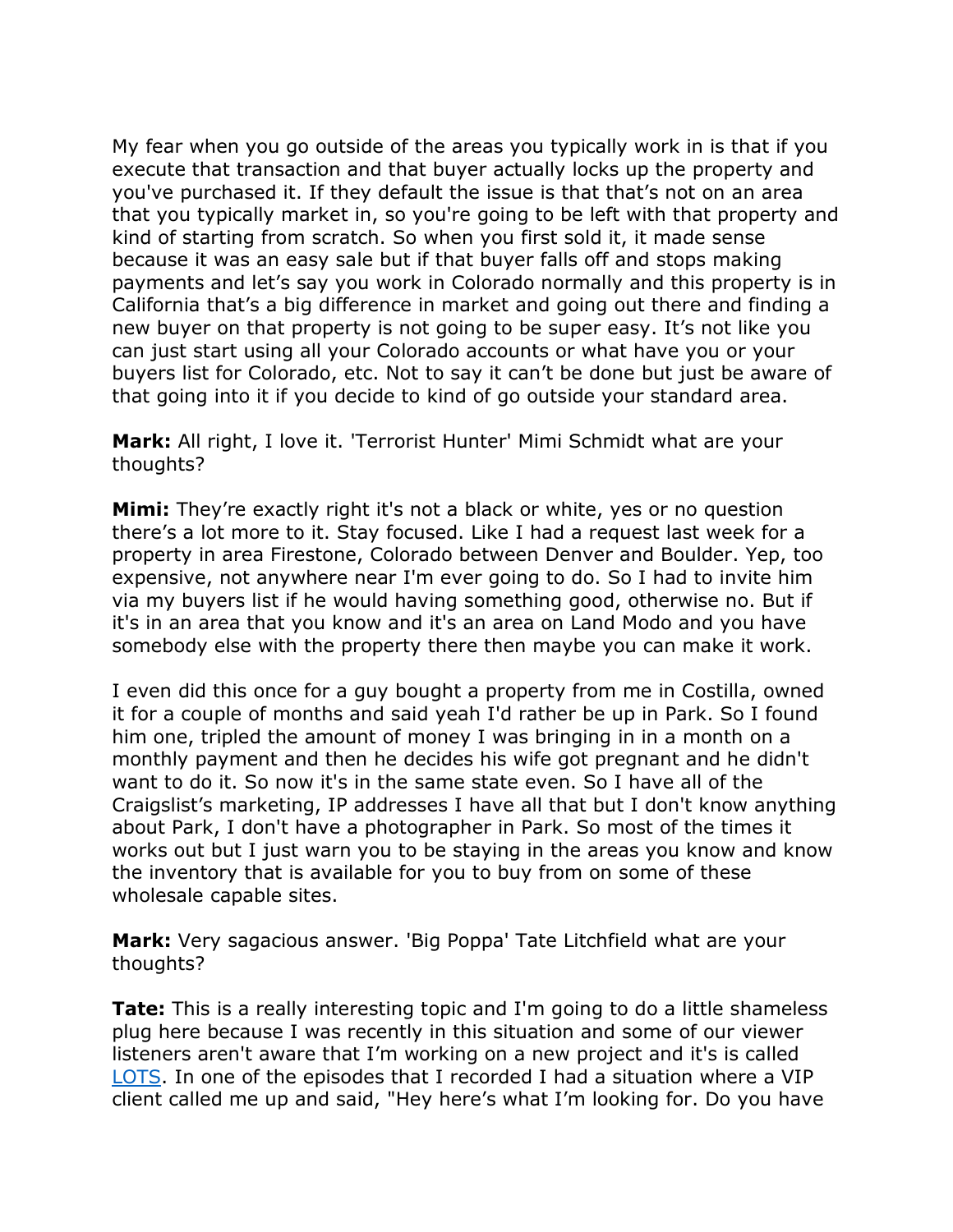My fear when you go outside of the areas you typically work in is that if you execute that transaction and that buyer actually locks up the property and you've purchased it. If they default the issue is that that's not on an area that you typically market in, so you're going to be left with that property and kind of starting from scratch. So when you first sold it, it made sense because it was an easy sale but if that buyer falls off and stops making payments and let's say you work in Colorado normally and this property is in California that's a big difference in market and going out there and finding a new buyer on that property is not going to be super easy. It's not like you can just start using all your Colorado accounts or what have you or your buyers list for Colorado, etc. Not to say it can't be done but just be aware of that going into it if you decide to kind of go outside your standard area.

**Mark:** All right, I love it. 'Terrorist Hunter' Mimi Schmidt what are your thoughts?

**Mimi:** They're exactly right it's not a black or white, yes or no question there's a lot more to it. Stay focused. Like I had a request last week for a property in area Firestone, Colorado between Denver and Boulder. Yep, too expensive, not anywhere near I'm ever going to do. So I had to invite him via my buyers list if he would having something good, otherwise no. But if it's in an area that you know and it's an area on Land Modo and you have somebody else with the property there then maybe you can make it work.

I even did this once for a guy bought a property from me in Costilla, owned it for a couple of months and said yeah I'd rather be up in Park. So I found him one, tripled the amount of money I was bringing in in a month on a monthly payment and then he decides his wife got pregnant and he didn't want to do it. So now it's in the same state even. So I have all of the Craigslist's marketing, IP addresses I have all that but I don't know anything about Park, I don't have a photographer in Park. So most of the times it works out but I just warn you to be staying in the areas you know and know the inventory that is available for you to buy from on some of these wholesale capable sites.

**Mark:** Very sagacious answer. 'Big Poppa' Tate Litchfield what are your thoughts?

**Tate:** This is a really interesting topic and I'm going to do a little shameless plug here because I was recently in this situation and some of our viewer listeners aren't aware that I'm working on a new project and it's is called LOTS. In one of the episodes that I recorded I had a situation where a VIP client called me up and said, "Hey here's what I'm looking for. Do you have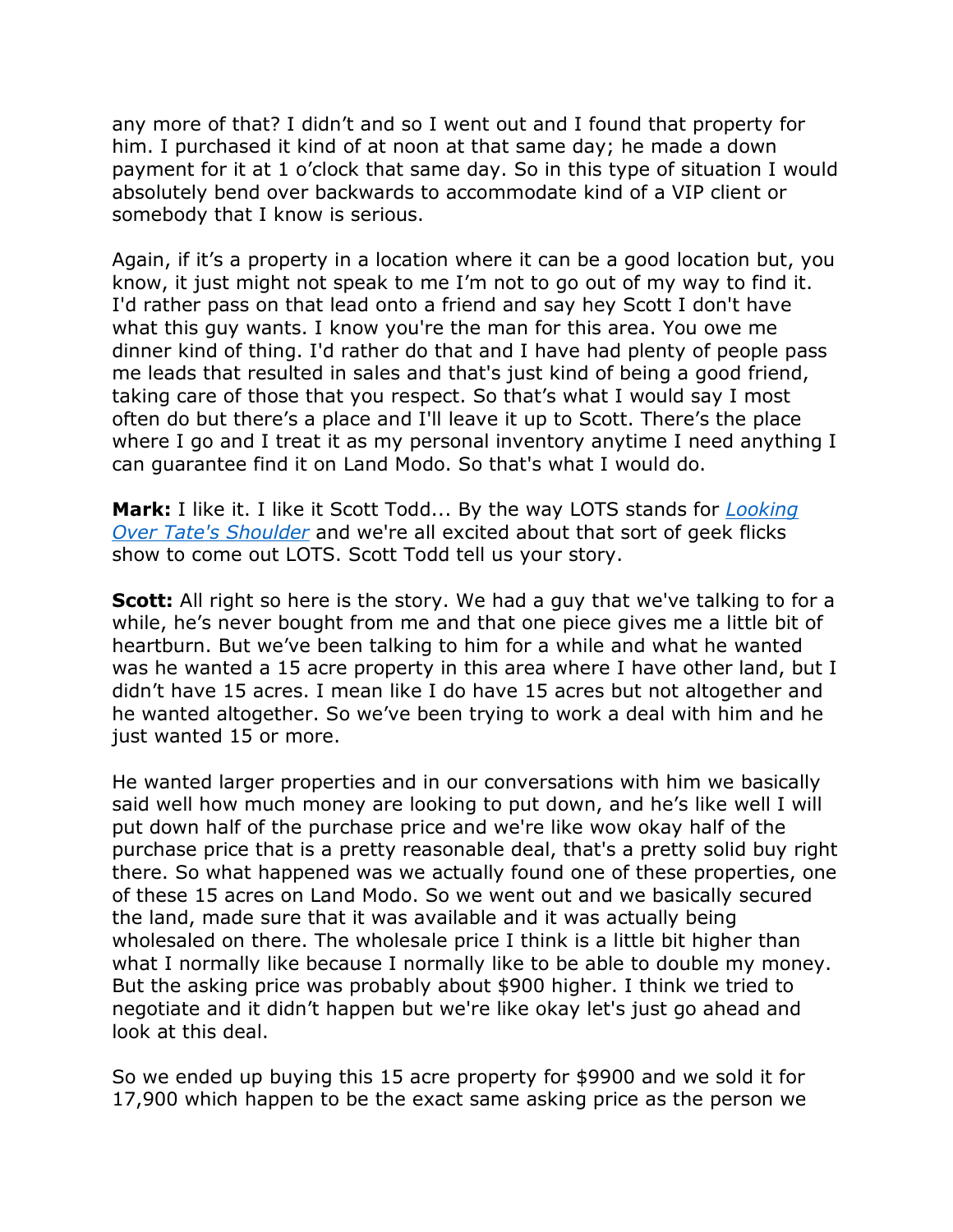any more of that? I didn’t and so I went out and I found that property for him. I purchased it kind of at noon at that same day; he made a down payment for it at 1 o’clock that same day. So in this type of situation I would absolutely bend over backwards to accommodate kind of a VIP client or somebody that I know is serious.

Again, if it’s a property in a location where it can be a good location but, you know, it just might not speak to me I’m not to go out of my way to find it. I'd rather pass on that lead onto a friend and say hey Scott I don't have what this guy wants. I know you're the man for this area. You owe me dinner kind of thing. I'd rather do that and I have had plenty of people pass me leads that resulted in sales and that's just kind of being a good friend, taking care of those that you respect. So that’s what I would say I most often do but there’s a place and I'll leave it up to Scott. There’s the place where I go and I treat it as my personal inventory anytime I need anything I can guarantee find it on Land Modo. So that's what I would do.

**Mark:** I like it. I like it Scott Todd... By the way LOTS stands for *Looking Over Tate's Shoulder* and we're all excited about that sort of geek flicks show to come out LOTS. Scott Todd tell us your story.

**Scott:** All right so here is the story. We had a guy that we've talking to for a while, he’s never bought from me and that one piece gives me a little bit of heartburn. But we’ve been talking to him for a while and what he wanted was he wanted a 15 acre property in this area where I have other land, but I didn’t have 15 acres. I mean like I do have 15 acres but not altogether and he wanted altogether. So we’ve been trying to work a deal with him and he just wanted 15 or more.

He wanted larger properties and in our conversations with him we basically said well how much money are looking to put down, and he’s like well I will put down half of the purchase price and we're like wow okay half of the purchase price that is a pretty reasonable deal, that's a pretty solid buy right there. So what happened was we actually found one of these properties, one of these 15 acres on Land Modo. So we went out and we basically secured the land, made sure that it was available and it was actually being wholesaled on there. The wholesale price I think is a little bit higher than what I normally like because I normally like to be able to double my money. But the asking price was probably about $900 higher. I think we tried to negotiate and it didn’t happen but we're like okay let's just go ahead and look at this deal.

So we ended up buying this 15 acre property for $9900 and we sold it for 17,900 which happen to be the exact same asking price as the person we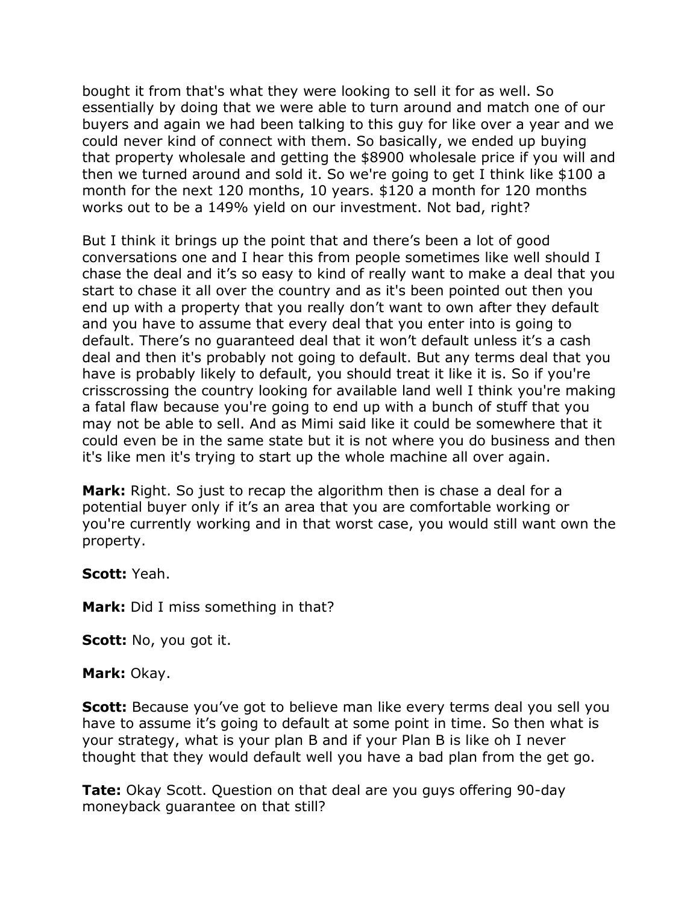bought it from that's what they were looking to sell it for as well. So essentially by doing that we were able to turn around and match one of our buyers and again we had been talking to this guy for like over a year and we could never kind of connect with them. So basically, we ended up buying that property wholesale and getting the $8900 wholesale price if you will and then we turned around and sold it. So we're going to get I think like $100 a month for the next 120 months, 10 years. $120 a month for 120 months works out to be a 149% yield on our investment. Not bad, right?

But I think it brings up the point that and there's been a lot of good conversations one and I hear this from people sometimes like well should I chase the deal and it's so easy to kind of really want to make a deal that you start to chase it all over the country and as it's been pointed out then you end up with a property that you really don't want to own after they default and you have to assume that every deal that you enter into is going to default. There's no guaranteed deal that it won't default unless it's a cash deal and then it's probably not going to default. But any terms deal that you have is probably likely to default, you should treat it like it is. So if you're crisscrossing the country looking for available land well I think you're making a fatal flaw because you're going to end up with a bunch of stuff that you may not be able to sell. And as Mimi said like it could be somewhere that it could even be in the same state but it is not where you do business and then it's like men it's trying to start up the whole machine all over again.

**Mark:** Right. So just to recap the algorithm then is chase a deal for a potential buyer only if it's an area that you are comfortable working or you're currently working and in that worst case, you would still want own the property.

**Scott:** Yeah.

**Mark:** Did I miss something in that?

**Scott:** No, you got it.

**Mark:** Okay.

**Scott:** Because you've got to believe man like every terms deal you sell you have to assume it's going to default at some point in time. So then what is your strategy, what is your plan B and if your Plan B is like oh I never thought that they would default well you have a bad plan from the get go.

**Tate:** Okay Scott. Question on that deal are you guys offering 90-day moneyback guarantee on that still?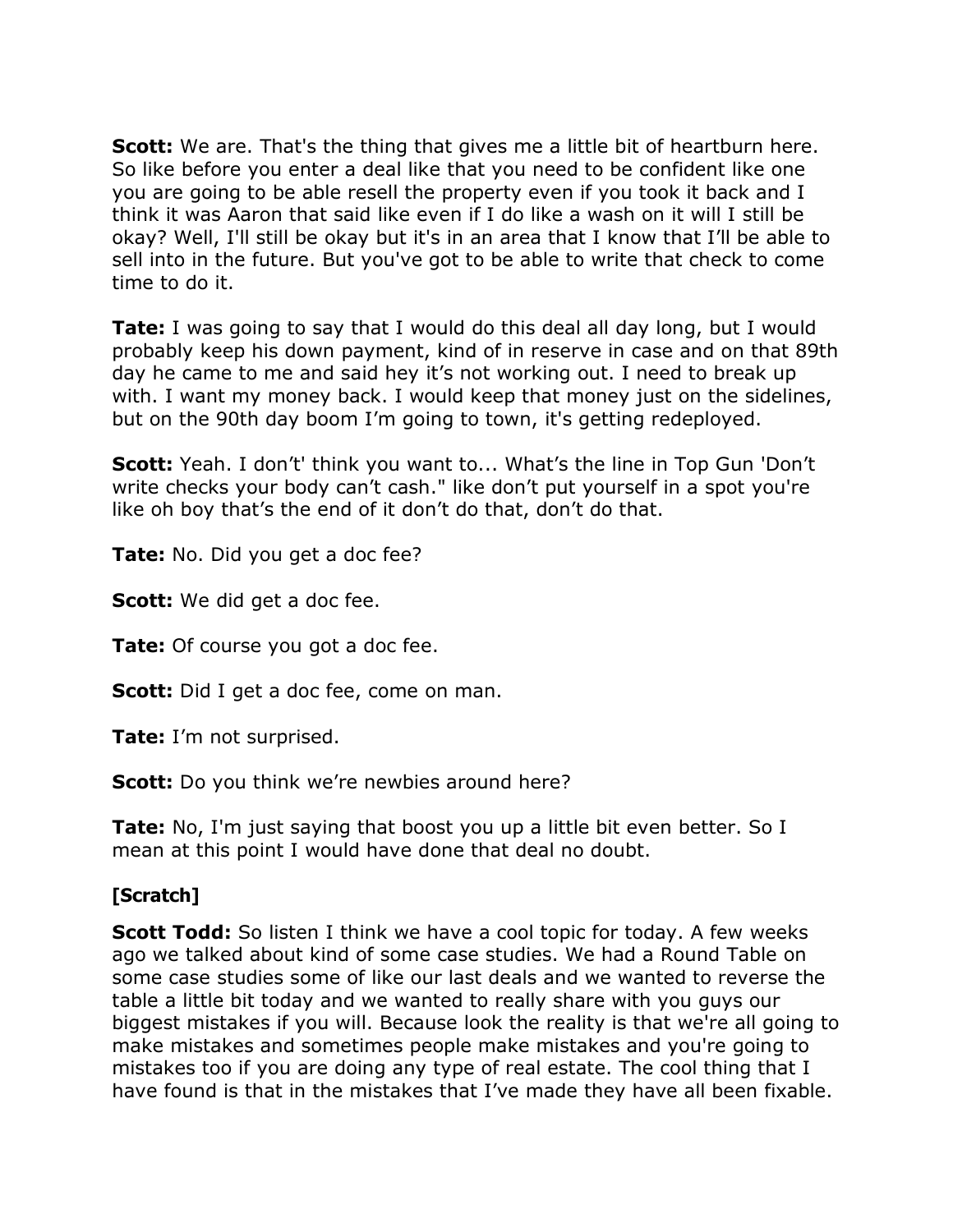**Scott:** We are. That's the thing that gives me a little bit of heartburn here. So like before you enter a deal like that you need to be confident like one you are going to be able resell the property even if you took it back and I think it was Aaron that said like even if I do like a wash on it will I still be okay? Well, I'll still be okay but it's in an area that I know that I'll be able to sell into in the future. But you've got to be able to write that check to come time to do it.

**Tate:** I was going to say that I would do this deal all day long, but I would probably keep his down payment, kind of in reserve in case and on that 89th day he came to me and said hey it's not working out. I need to break up with. I want my money back. I would keep that money just on the sidelines, but on the 90th day boom I'm going to town, it's getting redeployed.

**Scott:** Yeah. I don't' think you want to... What's the line in Top Gun 'Don't write checks your body can't cash." like don't put yourself in a spot you're like oh boy that's the end of it don't do that, don't do that.

**Tate:** No. Did you get a doc fee?

**Scott:** We did get a doc fee.

**Tate:** Of course you got a doc fee.

**Scott:** Did I get a doc fee, come on man.

**Tate:** I'm not surprised.

**Scott:** Do you think we're newbies around here?

**Tate:** No, I'm just saying that boost you up a little bit even better. So I mean at this point I would have done that deal no doubt.

**[Scratch]**

**Scott Todd:** So listen I think we have a cool topic for today. A few weeks ago we talked about kind of some case studies. We had a Round Table on some case studies some of like our last deals and we wanted to reverse the table a little bit today and we wanted to really share with you guys our biggest mistakes if you will. Because look the reality is that we're all going to make mistakes and sometimes people make mistakes and you're going to mistakes too if you are doing any type of real estate. The cool thing that I have found is that in the mistakes that I've made they have all been fixable.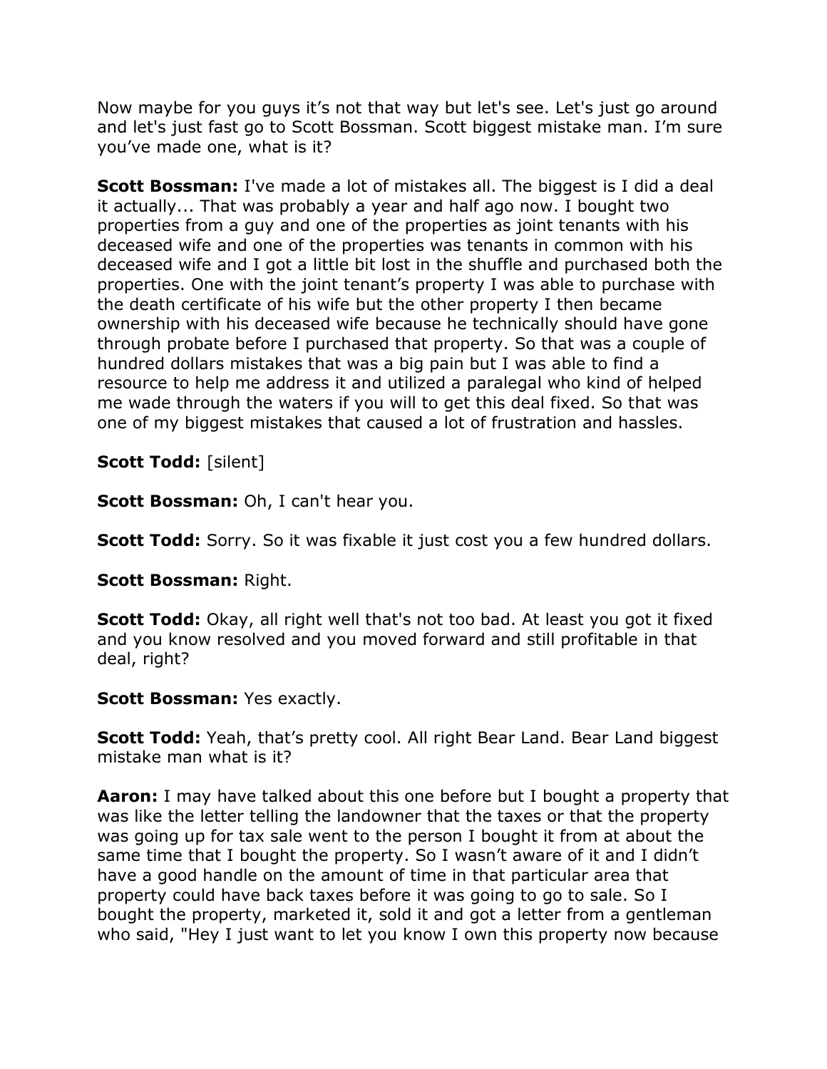Now maybe for you guys it's not that way but let's see. Let's just go around and let's just fast go to Scott Bossman. Scott biggest mistake man. I'm sure you've made one, what is it?

**Scott Bossman:** I've made a lot of mistakes all. The biggest is I did a deal it actually... That was probably a year and half ago now. I bought two properties from a guy and one of the properties as joint tenants with his deceased wife and one of the properties was tenants in common with his deceased wife and I got a little bit lost in the shuffle and purchased both the properties. One with the joint tenant's property I was able to purchase with the death certificate of his wife but the other property I then became ownership with his deceased wife because he technically should have gone through probate before I purchased that property. So that was a couple of hundred dollars mistakes that was a big pain but I was able to find a resource to help me address it and utilized a paralegal who kind of helped me wade through the waters if you will to get this deal fixed. So that was one of my biggest mistakes that caused a lot of frustration and hassles.

**Scott Todd:** [silent]

**Scott Bossman:** Oh, I can't hear you.

**Scott Todd:** Sorry. So it was fixable it just cost you a few hundred dollars.

**Scott Bossman:** Right.

**Scott Todd:** Okay, all right well that's not too bad. At least you got it fixed and you know resolved and you moved forward and still profitable in that deal, right?

**Scott Bossman:** Yes exactly.

**Scott Todd:** Yeah, that's pretty cool. All right Bear Land. Bear Land biggest mistake man what is it?

**Aaron:** I may have talked about this one before but I bought a property that was like the letter telling the landowner that the taxes or that the property was going up for tax sale went to the person I bought it from at about the same time that I bought the property. So I wasn't aware of it and I didn't have a good handle on the amount of time in that particular area that property could have back taxes before it was going to go to sale. So I bought the property, marketed it, sold it and got a letter from a gentleman who said, "Hey I just want to let you know I own this property now because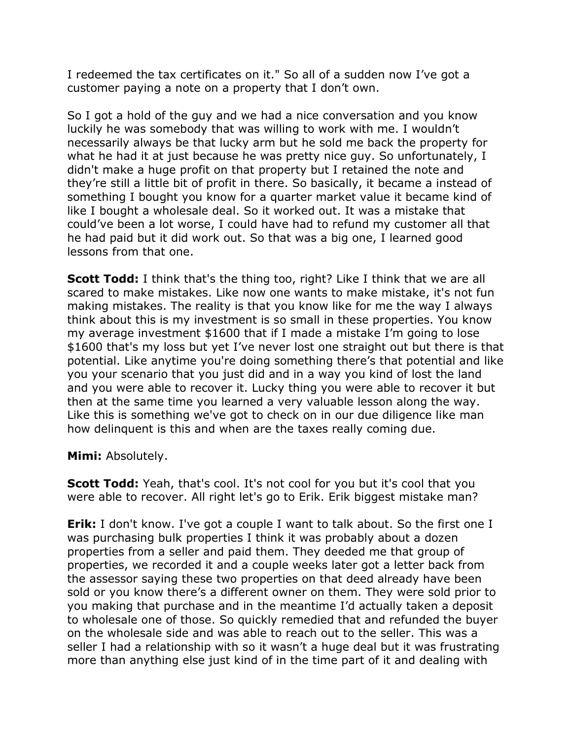I redeemed the tax certificates on it." So all of a sudden now I've got a customer paying a note on a property that I don't own.

So I got a hold of the guy and we had a nice conversation and you know luckily he was somebody that was willing to work with me. I wouldn't necessarily always be that lucky arm but he sold me back the property for what he had it at just because he was pretty nice guy. So unfortunately, I didn't make a huge profit on that property but I retained the note and they're still a little bit of profit in there. So basically, it became a instead of something I bought you know for a quarter market value it became kind of like I bought a wholesale deal. So it worked out. It was a mistake that could've been a lot worse, I could have had to refund my customer all that he had paid but it did work out. So that was a big one, I learned good lessons from that one.

**Scott Todd:** I think that's the thing too, right? Like I think that we are all scared to make mistakes. Like now one wants to make mistake, it's not fun making mistakes. The reality is that you know like for me the way I always think about this is my investment is so small in these properties. You know my average investment $1600 that if I made a mistake I'm going to lose $1600 that's my loss but yet I've never lost one straight out but there is that potential. Like anytime you're doing something there's that potential and like you your scenario that you just did and in a way you kind of lost the land and you were able to recover it. Lucky thing you were able to recover it but then at the same time you learned a very valuable lesson along the way. Like this is something we've got to check on in our due diligence like man how delinquent is this and when are the taxes really coming due.

**Mimi:** Absolutely.

**Scott Todd:** Yeah, that's cool. It's not cool for you but it's cool that you were able to recover. All right let's go to Erik. Erik biggest mistake man?

**Erik:** I don't know. I've got a couple I want to talk about. So the first one I was purchasing bulk properties I think it was probably about a dozen properties from a seller and paid them. They deeded me that group of properties, we recorded it and a couple weeks later got a letter back from the assessor saying these two properties on that deed already have been sold or you know there's a different owner on them. They were sold prior to you making that purchase and in the meantime I'd actually taken a deposit to wholesale one of those. So quickly remedied that and refunded the buyer on the wholesale side and was able to reach out to the seller. This was a seller I had a relationship with so it wasn't a huge deal but it was frustrating more than anything else just kind of in the time part of it and dealing with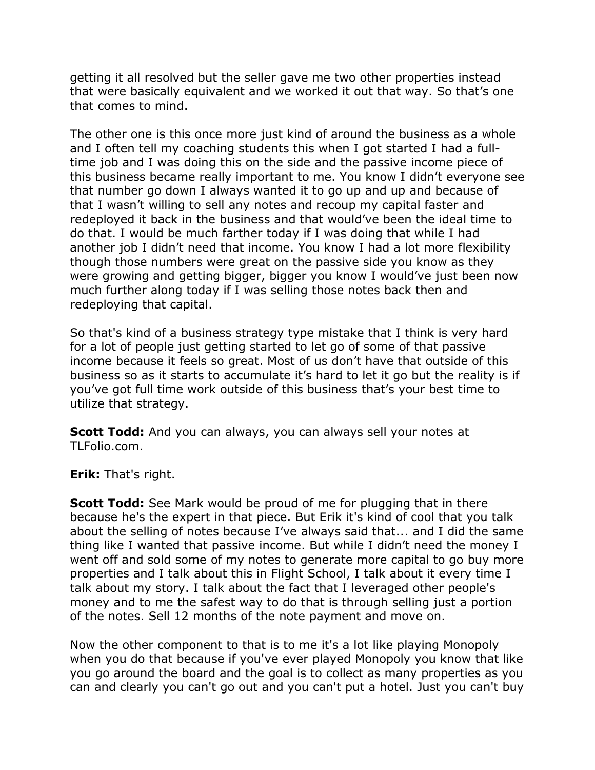getting it all resolved but the seller gave me two other properties instead that were basically equivalent and we worked it out that way. So that's one that comes to mind.

The other one is this once more just kind of around the business as a whole and I often tell my coaching students this when I got started I had a full-time job and I was doing this on the side and the passive income piece of this business became really important to me. You know I didn't everyone see that number go down I always wanted it to go up and up and because of that I wasn't willing to sell any notes and recoup my capital faster and redeployed it back in the business and that would've been the ideal time to do that. I would be much farther today if I was doing that while I had another job I didn't need that income. You know I had a lot more flexibility though those numbers were great on the passive side you know as they were growing and getting bigger, bigger you know I would've just been now much further along today if I was selling those notes back then and redeploying that capital.

So that's kind of a business strategy type mistake that I think is very hard for a lot of people just getting started to let go of some of that passive income because it feels so great. Most of us don't have that outside of this business so as it starts to accumulate it's hard to let it go but the reality is if you've got full time work outside of this business that's your best time to utilize that strategy.

**Scott Todd:** And you can always, you can always sell your notes at TLFolio.com.

**Erik:** That's right.

**Scott Todd:** See Mark would be proud of me for plugging that in there because he's the expert in that piece. But Erik it's kind of cool that you talk about the selling of notes because I've always said that... and I did the same thing like I wanted that passive income. But while I didn't need the money I went off and sold some of my notes to generate more capital to go buy more properties and I talk about this in Flight School, I talk about it every time I talk about my story. I talk about the fact that I leveraged other people's money and to me the safest way to do that is through selling just a portion of the notes. Sell 12 months of the note payment and move on.

Now the other component to that is to me it's a lot like playing Monopoly when you do that because if you've ever played Monopoly you know that like you go around the board and the goal is to collect as many properties as you can and clearly you can't go out and you can't put a hotel. Just you can't buy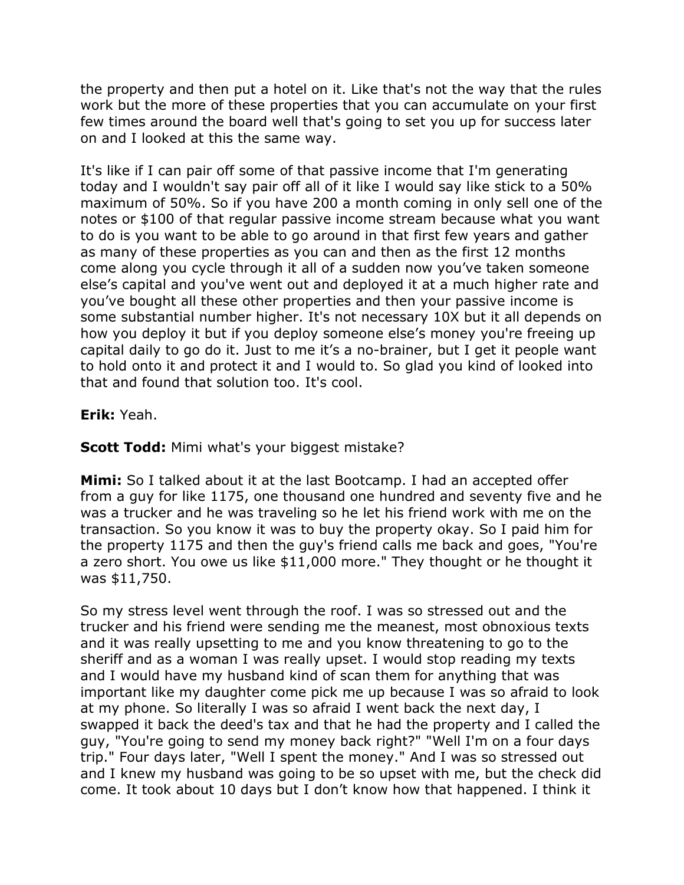the property and then put a hotel on it. Like that's not the way that the rules work but the more of these properties that you can accumulate on your first few times around the board well that's going to set you up for success later on and I looked at this the same way.

It's like if I can pair off some of that passive income that I'm generating today and I wouldn't say pair off all of it like I would say like stick to a 50% maximum of 50%. So if you have 200 a month coming in only sell one of the notes or $100 of that regular passive income stream because what you want to do is you want to be able to go around in that first few years and gather as many of these properties as you can and then as the first 12 months come along you cycle through it all of a sudden now you've taken someone else's capital and you've went out and deployed it at a much higher rate and you've bought all these other properties and then your passive income is some substantial number higher. It's not necessary 10X but it all depends on how you deploy it but if you deploy someone else's money you're freeing up capital daily to go do it. Just to me it's a no-brainer, but I get it people want to hold onto it and protect it and I would to. So glad you kind of looked into that and found that solution too. It's cool.

**Erik:** Yeah.

**Scott Todd:** Mimi what's your biggest mistake?

**Mimi:** So I talked about it at the last Bootcamp. I had an accepted offer from a guy for like 1175, one thousand one hundred and seventy five and he was a trucker and he was traveling so he let his friend work with me on the transaction. So you know it was to buy the property okay. So I paid him for the property 1175 and then the guy's friend calls me back and goes, "You're a zero short. You owe us like $11,000 more." They thought or he thought it was $11,750.

So my stress level went through the roof. I was so stressed out and the trucker and his friend were sending me the meanest, most obnoxious texts and it was really upsetting to me and you know threatening to go to the sheriff and as a woman I was really upset. I would stop reading my texts and I would have my husband kind of scan them for anything that was important like my daughter come pick me up because I was so afraid to look at my phone. So literally I was so afraid I went back the next day, I swapped it back the deed's tax and that he had the property and I called the guy, "You're going to send my money back right?" "Well I'm on a four days trip." Four days later, "Well I spent the money." And I was so stressed out and I knew my husband was going to be so upset with me, but the check did come. It took about 10 days but I don't know how that happened. I think it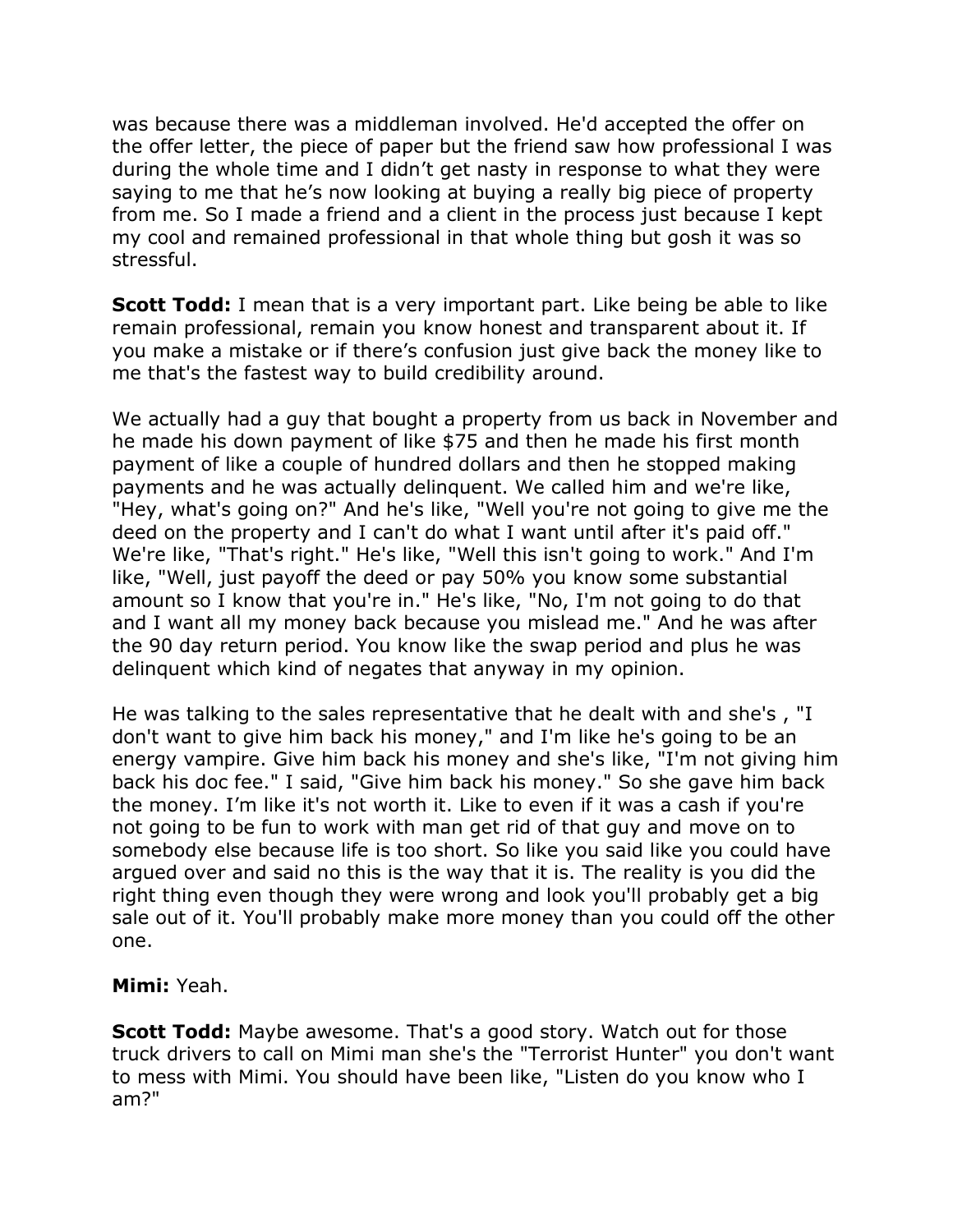was because there was a middleman involved. He'd accepted the offer on the offer letter, the piece of paper but the friend saw how professional I was during the whole time and I didn't get nasty in response to what they were saying to me that he's now looking at buying a really big piece of property from me. So I made a friend and a client in the process just because I kept my cool and remained professional in that whole thing but gosh it was so stressful.

**Scott Todd:** I mean that is a very important part. Like being be able to like remain professional, remain you know honest and transparent about it. If you make a mistake or if there's confusion just give back the money like to me that's the fastest way to build credibility around.

We actually had a guy that bought a property from us back in November and he made his down payment of like $75 and then he made his first month payment of like a couple of hundred dollars and then he stopped making payments and he was actually delinquent. We called him and we're like, "Hey, what's going on?" And he's like, "Well you're not going to give me the deed on the property and I can't do what I want until after it's paid off." We're like, "That's right." He's like, "Well this isn't going to work." And I'm like, "Well, just payoff the deed or pay 50% you know some substantial amount so I know that you're in." He's like, "No, I'm not going to do that and I want all my money back because you mislead me." And he was after the 90 day return period. You know like the swap period and plus he was delinquent which kind of negates that anyway in my opinion.

He was talking to the sales representative that he dealt with and she's , "I don't want to give him back his money," and I'm like he's going to be an energy vampire. Give him back his money and she's like, "I'm not giving him back his doc fee." I said, "Give him back his money." So she gave him back the money. I'm like it's not worth it. Like to even if it was a cash if you're not going to be fun to work with man get rid of that guy and move on to somebody else because life is too short. So like you said like you could have argued over and said no this is the way that it is. The reality is you did the right thing even though they were wrong and look you'll probably get a big sale out of it. You'll probably make more money than you could off the other one.

**Mimi:** Yeah.

**Scott Todd:** Maybe awesome. That's a good story. Watch out for those truck drivers to call on Mimi man she's the "Terrorist Hunter" you don't want to mess with Mimi. You should have been like, "Listen do you know who I am?"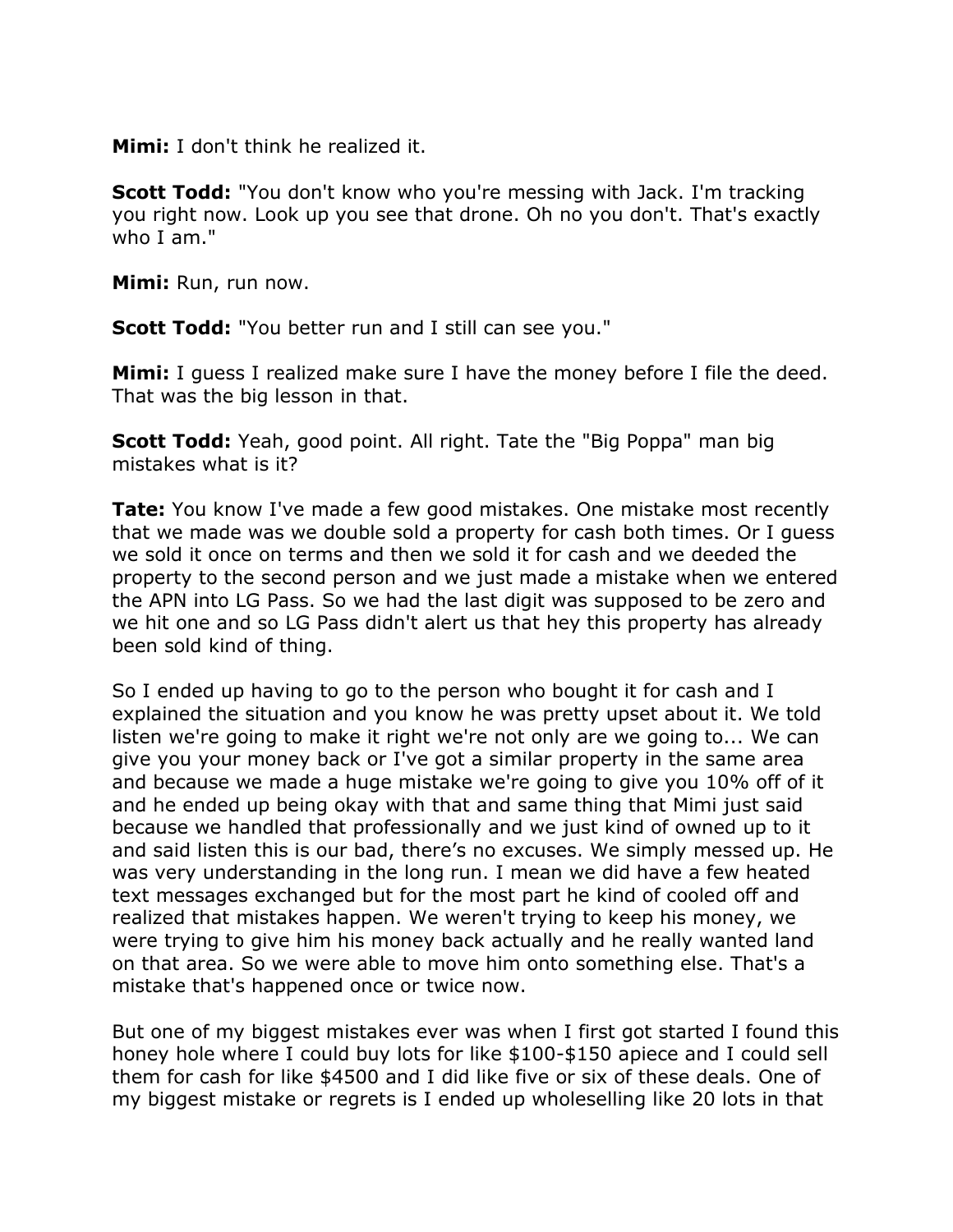**Mimi:** I don't think he realized it.

**Scott Todd:** "You don't know who you're messing with Jack. I'm tracking you right now. Look up you see that drone. Oh no you don't. That's exactly who I am."

**Mimi:** Run, run now.

**Scott Todd:** "You better run and I still can see you."

**Mimi:** I guess I realized make sure I have the money before I file the deed. That was the big lesson in that.

**Scott Todd:** Yeah, good point. All right. Tate the "Big Poppa" man big mistakes what is it?

**Tate:** You know I've made a few good mistakes. One mistake most recently that we made was we double sold a property for cash both times. Or I guess we sold it once on terms and then we sold it for cash and we deeded the property to the second person and we just made a mistake when we entered the APN into LG Pass. So we had the last digit was supposed to be zero and we hit one and so LG Pass didn't alert us that hey this property has already been sold kind of thing.

So I ended up having to go to the person who bought it for cash and I explained the situation and you know he was pretty upset about it. We told listen we're going to make it right we're not only are we going to... We can give you your money back or I've got a similar property in the same area and because we made a huge mistake we're going to give you 10% off of it and he ended up being okay with that and same thing that Mimi just said because we handled that professionally and we just kind of owned up to it and said listen this is our bad, there's no excuses. We simply messed up. He was very understanding in the long run. I mean we did have a few heated text messages exchanged but for the most part he kind of cooled off and realized that mistakes happen. We weren't trying to keep his money, we were trying to give him his money back actually and he really wanted land on that area. So we were able to move him onto something else. That's a mistake that's happened once or twice now.

But one of my biggest mistakes ever was when I first got started I found this honey hole where I could buy lots for like $100-$150 apiece and I could sell them for cash for like $4500 and I did like five or six of these deals. One of my biggest mistake or regrets is I ended up wholeselling like 20 lots in that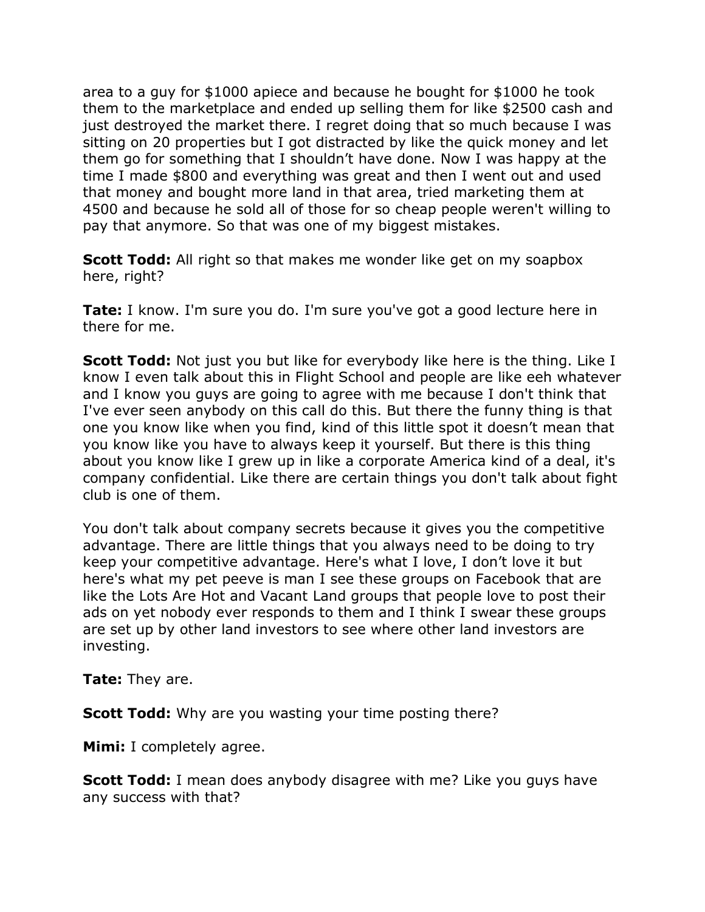area to a guy for $1000 apiece and because he bought for $1000 he took them to the marketplace and ended up selling them for like $2500 cash and just destroyed the market there. I regret doing that so much because I was sitting on 20 properties but I got distracted by like the quick money and let them go for something that I shouldn't have done. Now I was happy at the time I made $800 and everything was great and then I went out and used that money and bought more land in that area, tried marketing them at 4500 and because he sold all of those for so cheap people weren't willing to pay that anymore. So that was one of my biggest mistakes.

**Scott Todd:** All right so that makes me wonder like get on my soapbox here, right?

**Tate:** I know. I'm sure you do. I'm sure you've got a good lecture here in there for me.

**Scott Todd:** Not just you but like for everybody like here is the thing. Like I know I even talk about this in Flight School and people are like eeh whatever and I know you guys are going to agree with me because I don't think that I've ever seen anybody on this call do this. But there the funny thing is that one you know like when you find, kind of this little spot it doesn't mean that you know like you have to always keep it yourself. But there is this thing about you know like I grew up in like a corporate America kind of a deal, it's company confidential. Like there are certain things you don't talk about fight club is one of them.

You don't talk about company secrets because it gives you the competitive advantage. There are little things that you always need to be doing to try keep your competitive advantage. Here's what I love, I don't love it but here's what my pet peeve is man I see these groups on Facebook that are like the Lots Are Hot and Vacant Land groups that people love to post their ads on yet nobody ever responds to them and I think I swear these groups are set up by other land investors to see where other land investors are investing.

**Tate:** They are.

**Scott Todd:** Why are you wasting your time posting there?

**Mimi:** I completely agree.

**Scott Todd:** I mean does anybody disagree with me? Like you guys have any success with that?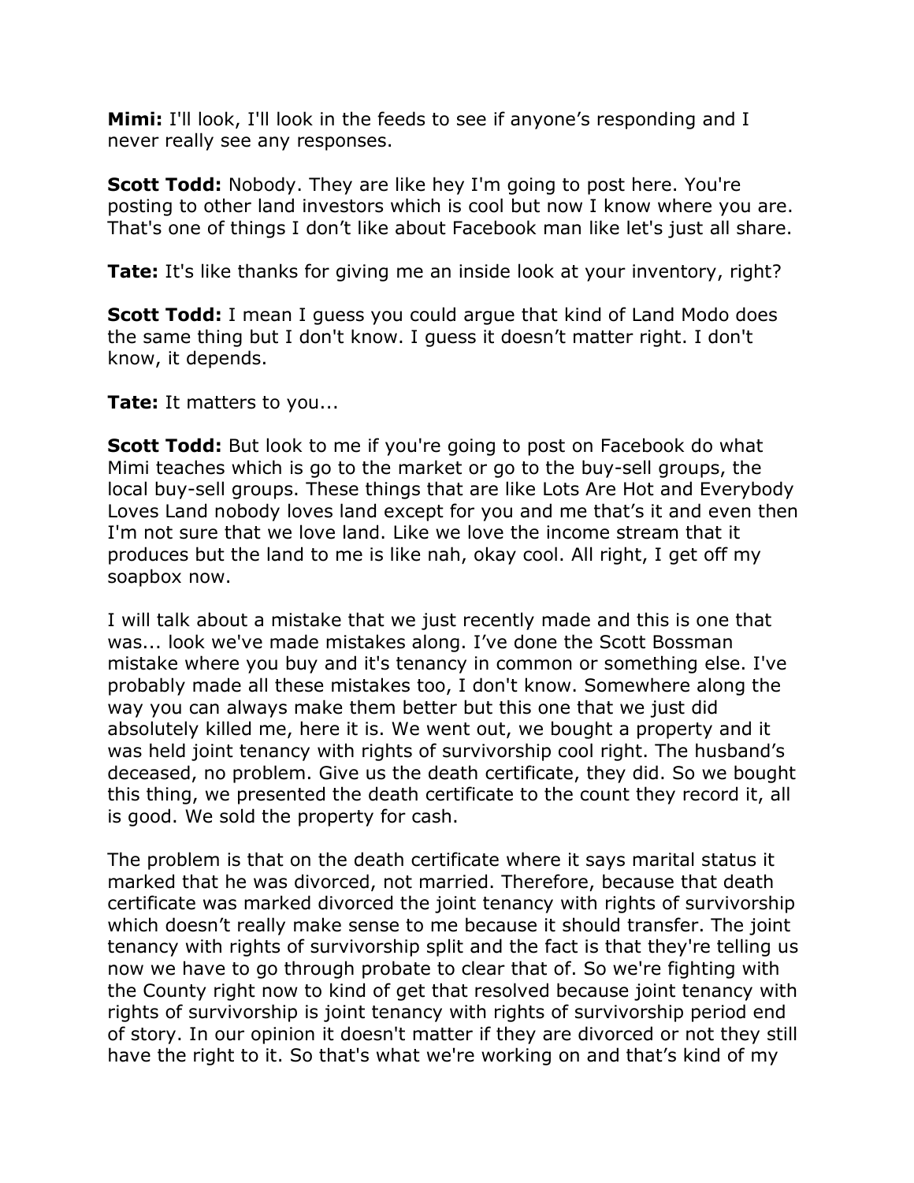**Mimi:** I'll look, I'll look in the feeds to see if anyone's responding and I never really see any responses.

**Scott Todd:** Nobody. They are like hey I'm going to post here. You're posting to other land investors which is cool but now I know where you are. That's one of things I don't like about Facebook man like let's just all share.

**Tate:** It's like thanks for giving me an inside look at your inventory, right?

**Scott Todd:** I mean I guess you could argue that kind of Land Modo does the same thing but I don't know. I guess it doesn't matter right. I don't know, it depends.

**Tate:** It matters to you...

**Scott Todd:** But look to me if you're going to post on Facebook do what Mimi teaches which is go to the market or go to the buy-sell groups, the local buy-sell groups. These things that are like Lots Are Hot and Everybody Loves Land nobody loves land except for you and me that's it and even then I'm not sure that we love land. Like we love the income stream that it produces but the land to me is like nah, okay cool. All right, I get off my soapbox now.

I will talk about a mistake that we just recently made and this is one that was... look we've made mistakes along. I've done the Scott Bossman mistake where you buy and it's tenancy in common or something else. I've probably made all these mistakes too, I don't know. Somewhere along the way you can always make them better but this one that we just did absolutely killed me, here it is. We went out, we bought a property and it was held joint tenancy with rights of survivorship cool right. The husband's deceased, no problem. Give us the death certificate, they did. So we bought this thing, we presented the death certificate to the count they record it, all is good. We sold the property for cash.

The problem is that on the death certificate where it says marital status it marked that he was divorced, not married. Therefore, because that death certificate was marked divorced the joint tenancy with rights of survivorship which doesn't really make sense to me because it should transfer. The joint tenancy with rights of survivorship split and the fact is that they're telling us now we have to go through probate to clear that of. So we're fighting with the County right now to kind of get that resolved because joint tenancy with rights of survivorship is joint tenancy with rights of survivorship period end of story. In our opinion it doesn't matter if they are divorced or not they still have the right to it. So that's what we're working on and that's kind of my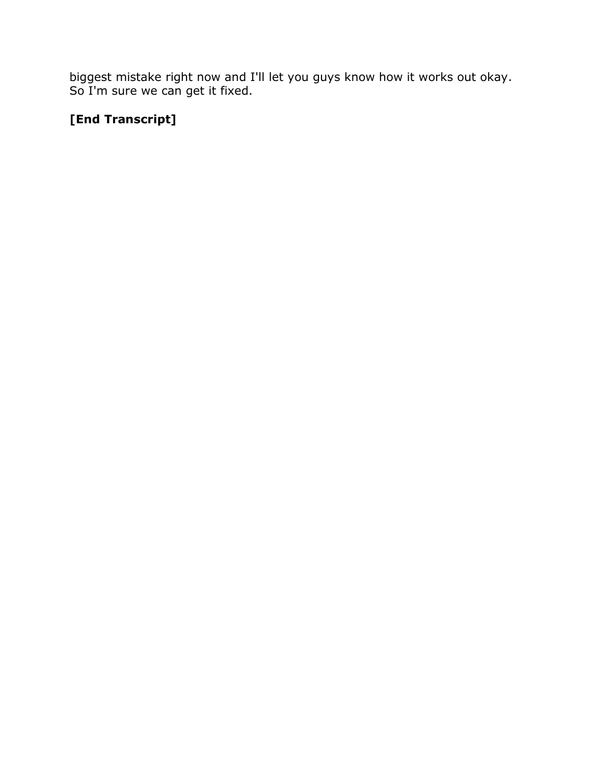biggest mistake right now and I'll let you guys know how it works out okay. So I'm sure we can get it fixed.

**[End Transcript]**